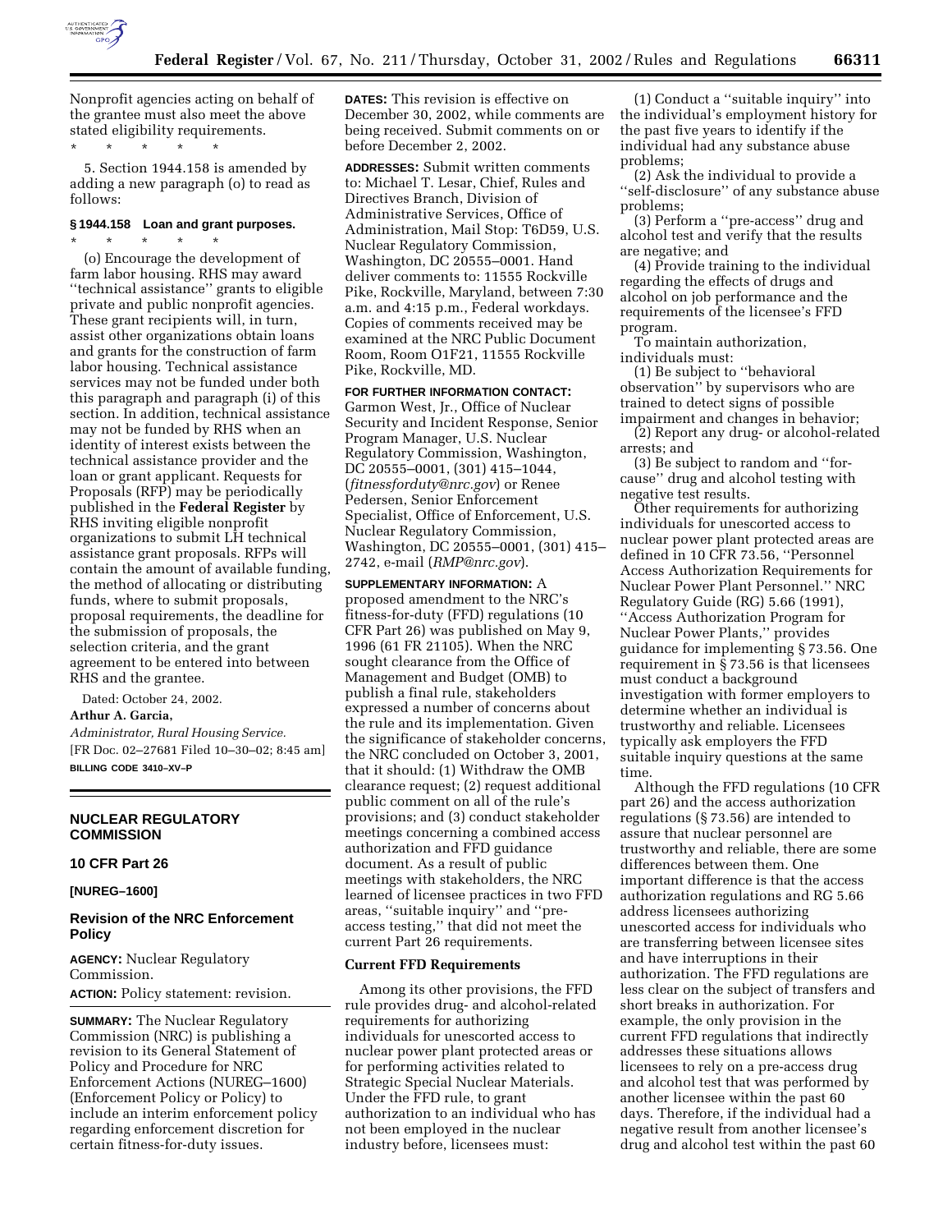Nonprofit agencies acting on behalf of the grantee must also meet the above stated eligibility requirements.

\* \* \* \* \*

5. Section 1944.158 is amended by adding a new paragraph (o) to read as follows:

### § 1944.158 Loan and grant purposes.

\* \* \* \* \*

(o) Encourage the development of farm labor housing. RHS may award ''technical assistance'' grants to eligible private and public nonprofit agencies. These grant recipients will, in turn, assist other organizations obtain loans and grants for the construction of farm labor housing. Technical assistance services may not be funded under both this paragraph and paragraph (i) of this section. In addition, technical assistance may not be funded by RHS when an identity of interest exists between the technical assistance provider and the loan or grant applicant. Requests for Proposals (RFP) may be periodically published in the **Federal Register** by RHS inviting eligible nonprofit organizations to submit LH technical assistance grant proposals. RFPs will contain the amount of available funding, the method of allocating or distributing funds, where to submit proposals, proposal requirements, the deadline for the submission of proposals, the selection criteria, and the grant agreement to be entered into between RHS and the grantee.

Dated: October 24, 2002.

**Arthur A. Garcia,**

*Administrator, Rural Housing Service.*

[FR Doc. 02–27681 Filed 10–30–02; 8:45 am]

**BILLING CODE 3410–XV–P**

---

## NUCLEAR REGULATORY COMMISSION

### 10 CFR Part 26

### [NUREG–1600]

## Revision of the NRC Enforcement Policy

**AGENCY:** Nuclear Regulatory Commission.

**ACTION:** Policy statement: revision.

**SUMMARY:** The Nuclear Regulatory Commission (NRC) is publishing a revision to its General Statement of Policy and Procedure for NRC Enforcement Actions (NUREG–1600) (Enforcement Policy or Policy) to include an interim enforcement policy regarding enforcement discretion for certain fitness-for-duty issues.

**DATES:** This revision is effective on December 30, 2002, while comments are being received. Submit comments on or before December 2, 2002.

**ADDRESSES:** Submit written comments to: Michael T. Lesar, Chief, Rules and Directives Branch, Division of Administrative Services, Office of Administration, Mail Stop: T6D59, U.S. Nuclear Regulatory Commission, Washington, DC 20555–0001. Hand deliver comments to: 11555 Rockville Pike, Rockville, Maryland, between 7:30 a.m. and 4:15 p.m., Federal workdays. Copies of comments received may be examined at the NRC Public Document Room, Room O1F21, 11555 Rockville Pike, Rockville, MD.

**FOR FURTHER INFORMATION CONTACT:** Garmon West, Jr., Office of Nuclear Security and Incident Response, Senior Program Manager, U.S. Nuclear Regulatory Commission, Washington, DC 20555–0001, (301) 415–1044, (*fitnessforduty@nrc.gov*) or Renee Pedersen, Senior Enforcement Specialist, Office of Enforcement, U.S. Nuclear Regulatory Commission, Washington, DC 20555–0001, (301) 415–2742, e-mail (*RMP@nrc.gov*).

**SUPPLEMENTARY INFORMATION:** A proposed amendment to the NRC's fitness-for-duty (FFD) regulations (10 CFR Part 26) was published on May 9, 1996 (61 FR 21105). When the NRC sought clearance from the Office of Management and Budget (OMB) to publish a final rule, stakeholders expressed a number of concerns about the rule and its implementation. Given the significance of stakeholder concerns, the NRC concluded on October 3, 2001, that it should: (1) Withdraw the OMB clearance request; (2) request additional public comment on all of the rule's provisions; and (3) conduct stakeholder meetings concerning a combined access authorization and FFD guidance document. As a result of public meetings with stakeholders, the NRC learned of licensee practices in two FFD areas, ''suitable inquiry'' and ''pre-access testing,'' that did not meet the current Part 26 requirements.

### Current FFD Requirements

Among its other provisions, the FFD rule provides drug- and alcohol-related requirements for authorizing individuals for unescorted access to nuclear power plant protected areas or for performing activities related to Strategic Special Nuclear Materials. Under the FFD rule, to grant authorization to an individual who has not been employed in the nuclear industry before, licensees must:

(1) Conduct a ''suitable inquiry'' into the individual's employment history for the past five years to identify if the individual had any substance abuse problems;

(2) Ask the individual to provide a ''self-disclosure'' of any substance abuse problems;

(3) Perform a ''pre-access'' drug and alcohol test and verify that the results are negative; and

(4) Provide training to the individual regarding the effects of drugs and alcohol on job performance and the requirements of the licensee's FFD program.

To maintain authorization, individuals must:

(1) Be subject to ''behavioral observation'' by supervisors who are trained to detect signs of possible impairment and changes in behavior;

(2) Report any drug- or alcohol-related arrests; and

(3) Be subject to random and ''for-cause'' drug and alcohol testing with negative test results.

Other requirements for authorizing individuals for unescorted access to nuclear power plant protected areas are defined in 10 CFR 73.56, ''Personnel Access Authorization Requirements for Nuclear Power Plant Personnel.'' NRC Regulatory Guide (RG) 5.66 (1991), ''Access Authorization Program for Nuclear Power Plants,'' provides guidance for implementing § 73.56. One requirement in § 73.56 is that licensees must conduct a background investigation with former employers to determine whether an individual is trustworthy and reliable. Licensees typically ask employers the FFD suitable inquiry questions at the same time.

Although the FFD regulations (10 CFR part 26) and the access authorization regulations (§ 73.56) are intended to assure that nuclear personnel are trustworthy and reliable, there are some differences between them. One important difference is that the access authorization regulations and RG 5.66 address licensees authorizing unescorted access for individuals who are transferring between licensee sites and have interruptions in their authorization. The FFD regulations are less clear on the subject of transfers and short breaks in authorization. For example, the only provision in the current FFD regulations that indirectly addresses these situations allows licensees to rely on a pre-access drug and alcohol test that was performed by another licensee within the past 60 days. Therefore, if the individual had a negative result from another licensee's drug and alcohol test within the past 60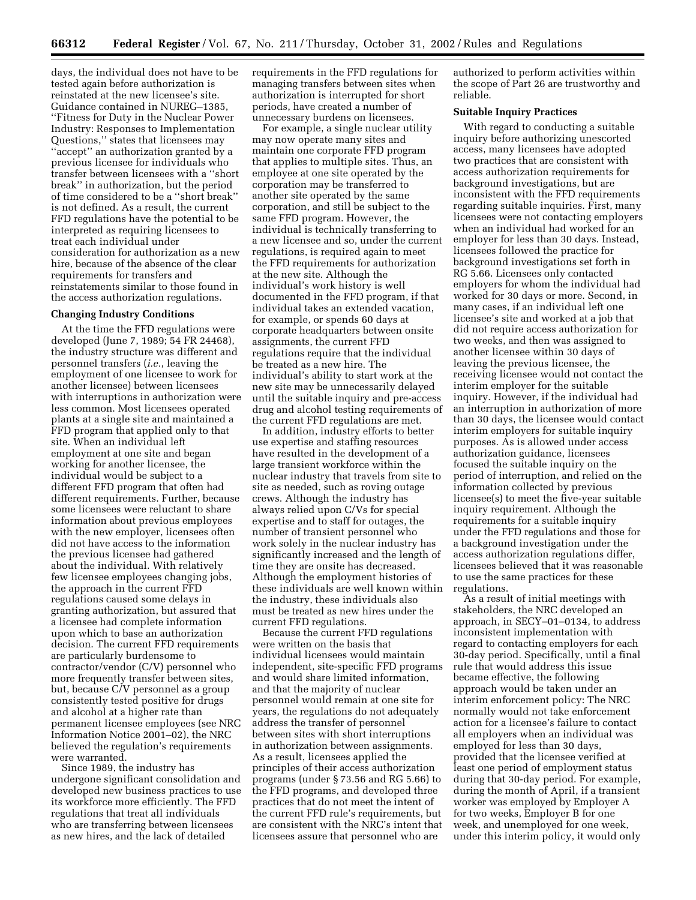days, the individual does not have to be tested again before authorization is reinstated at the new licensee's site. Guidance contained in NUREG–1385, ''Fitness for Duty in the Nuclear Power Industry: Responses to Implementation Questions,'' states that licensees may ''accept'' an authorization granted by a previous licensee for individuals who transfer between licensees with a ''short break'' in authorization, but the period of time considered to be a ''short break'' is not defined. As a result, the current FFD regulations have the potential to be interpreted as requiring licensees to treat each individual under consideration for authorization as a new hire, because of the absence of the clear requirements for transfers and reinstatements similar to those found in the access authorization regulations.

**Changing Industry Conditions**

At the time the FFD regulations were developed (June 7, 1989; 54 FR 24468), the industry structure was different and personnel transfers (*i.e.*, leaving the employment of one licensee to work for another licensee) between licensees with interruptions in authorization were less common. Most licensees operated plants at a single site and maintained a FFD program that applied only to that site. When an individual left employment at one site and began working for another licensee, the individual would be subject to a different FFD program that often had different requirements. Further, because some licensees were reluctant to share information about previous employees with the new employer, licensees often did not have access to the information the previous licensee had gathered about the individual. With relatively few licensee employees changing jobs, the approach in the current FFD regulations caused some delays in granting authorization, but assured that a licensee had complete information upon which to base an authorization decision. The current FFD requirements are particularly burdensome to contractor/vendor (C/V) personnel who more frequently transfer between sites, but, because C/V personnel as a group consistently tested positive for drugs and alcohol at a higher rate than permanent licensee employees (see NRC Information Notice 2001–02), the NRC believed the regulation's requirements were warranted.

Since 1989, the industry has undergone significant consolidation and developed new business practices to use its workforce more efficiently. The FFD regulations that treat all individuals who are transferring between licensees as new hires, and the lack of detailed requirements in the FFD regulations for managing transfers between sites when authorization is interrupted for short periods, have created a number of unnecessary burdens on licensees.

For example, a single nuclear utility may now operate many sites and maintain one corporate FFD program that applies to multiple sites. Thus, an employee at one site operated by the corporation may be transferred to another site operated by the same corporation, and still be subject to the same FFD program. However, the individual is technically transferring to a new licensee and so, under the current regulations, is required again to meet the FFD requirements for authorization at the new site. Although the individual's work history is well documented in the FFD program, if that individual takes an extended vacation, for example, or spends 60 days at corporate headquarters between onsite assignments, the current FFD regulations require that the individual be treated as a new hire. The individual's ability to start work at the new site may be unnecessarily delayed until the suitable inquiry and pre-access drug and alcohol testing requirements of the current FFD regulations are met.

In addition, industry efforts to better use expertise and staffing resources have resulted in the development of a large transient workforce within the nuclear industry that travels from site to site as needed, such as roving outage crews. Although the industry has always relied upon C/Vs for special expertise and to staff for outages, the number of transient personnel who work solely in the nuclear industry has significantly increased and the length of time they are onsite has decreased. Although the employment histories of these individuals are well known within the industry, these individuals also must be treated as new hires under the current FFD regulations.

Because the current FFD regulations were written on the basis that individual licensees would maintain independent, site-specific FFD programs and would share limited information, and that the majority of nuclear personnel would remain at one site for years, the regulations do not adequately address the transfer of personnel between sites with short interruptions in authorization between assignments. As a result, licensees applied the principles of their access authorization programs (under § 73.56 and RG 5.66) to the FFD programs, and developed three practices that do not meet the intent of the current FFD rule's requirements, but are consistent with the NRC's intent that licensees assure that personnel who are authorized to perform activities within the scope of Part 26 are trustworthy and reliable.

**Suitable Inquiry Practices**

With regard to conducting a suitable inquiry before authorizing unescorted access, many licensees have adopted two practices that are consistent with access authorization requirements for background investigations, but are inconsistent with the FFD requirements regarding suitable inquiries. First, many licensees were not contacting employers when an individual had worked for an employer for less than 30 days. Instead, licensees followed the practice for background investigations set forth in RG 5.66. Licensees only contacted employers for whom the individual had worked for 30 days or more. Second, in many cases, if an individual left one licensee's site and worked at a job that did not require access authorization for two weeks, and then was assigned to another licensee within 30 days of leaving the previous licensee, the receiving licensee would not contact the interim employer for the suitable inquiry. However, if the individual had an interruption in authorization of more than 30 days, the licensee would contact interim employers for suitable inquiry purposes. As is allowed under access authorization guidance, licensees focused the suitable inquiry on the period of interruption, and relied on the information collected by previous licensee(s) to meet the five-year suitable inquiry requirement. Although the requirements for a suitable inquiry under the FFD regulations and those for a background investigation under the access authorization regulations differ, licensees believed that it was reasonable to use the same practices for these regulations.

As a result of initial meetings with stakeholders, the NRC developed an approach, in SECY–01–0134, to address inconsistent implementation with regard to contacting employers for each 30-day period. Specifically, until a final rule that would address this issue became effective, the following approach would be taken under an interim enforcement policy: The NRC normally would not take enforcement action for a licensee's failure to contact all employers when an individual was employed for less than 30 days, provided that the licensee verified at least one period of employment status during that 30-day period. For example, during the month of April, if a transient worker was employed by Employer A for two weeks, Employer B for one week, and unemployed for one week, under this interim policy, it would only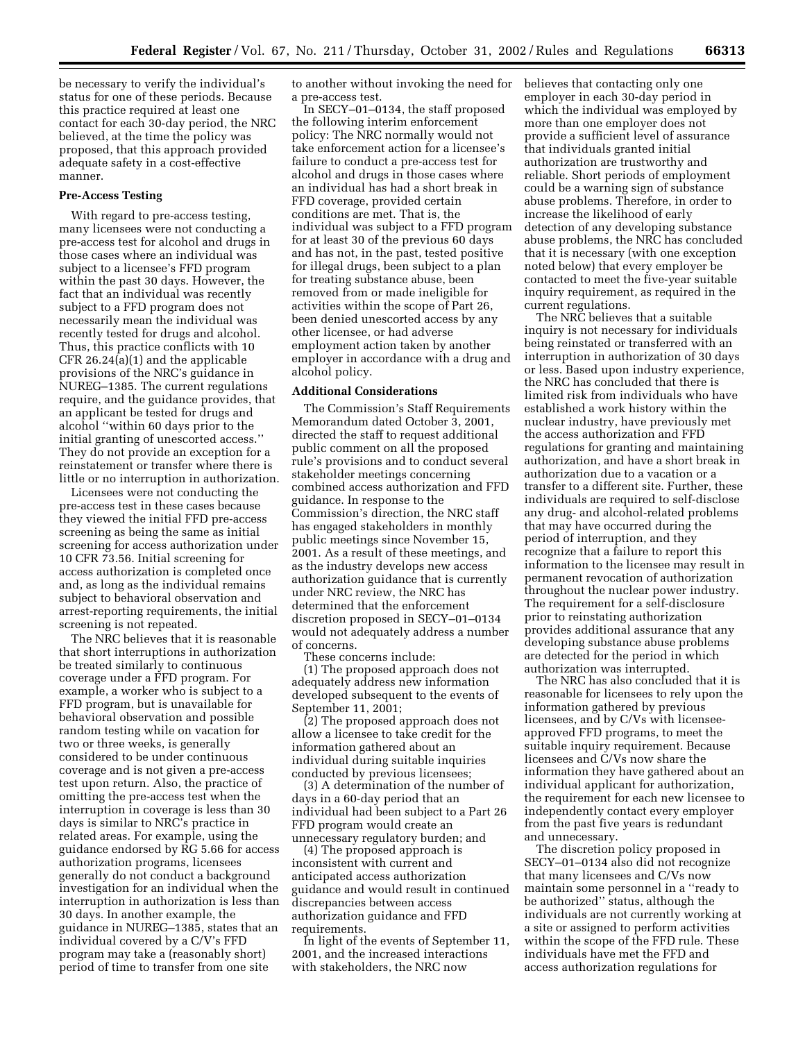be necessary to verify the individual's status for one of these periods. Because this practice required at least one contact for each 30-day period, the NRC believed, at the time the policy was proposed, that this approach provided adequate safety in a cost-effective manner.

**Pre-Access Testing**

With regard to pre-access testing, many licensees were not conducting a pre-access test for alcohol and drugs in those cases where an individual was subject to a licensee's FFD program within the past 30 days. However, the fact that an individual was recently subject to a FFD program does not necessarily mean the individual was recently tested for drugs and alcohol. Thus, this practice conflicts with 10 CFR 26.24(a)(1) and the applicable provisions of the NRC's guidance in NUREG–1385. The current regulations require, and the guidance provides, that an applicant be tested for drugs and alcohol ''within 60 days prior to the initial granting of unescorted access.'' They do not provide an exception for a reinstatement or transfer where there is little or no interruption in authorization.

Licensees were not conducting the pre-access test in these cases because they viewed the initial FFD pre-access screening as being the same as initial screening for access authorization under 10 CFR 73.56. Initial screening for access authorization is completed once and, as long as the individual remains subject to behavioral observation and arrest-reporting requirements, the initial screening is not repeated.

The NRC believes that it is reasonable that short interruptions in authorization be treated similarly to continuous coverage under a FFD program. For example, a worker who is subject to a FFD program, but is unavailable for behavioral observation and possible random testing while on vacation for two or three weeks, is generally considered to be under continuous coverage and is not given a pre-access test upon return. Also, the practice of omitting the pre-access test when the interruption in coverage is less than 30 days is similar to NRC's practice in related areas. For example, using the guidance endorsed by RG 5.66 for access authorization programs, licensees generally do not conduct a background investigation for an individual when the interruption in authorization is less than 30 days. In another example, the guidance in NUREG–1385, states that an individual covered by a C/V's FFD program may take a (reasonably short) period of time to transfer from one site to another without invoking the need for a pre-access test.

In SECY–01–0134, the staff proposed the following interim enforcement policy: The NRC normally would not take enforcement action for a licensee's failure to conduct a pre-access test for alcohol and drugs in those cases where an individual has had a short break in FFD coverage, provided certain conditions are met. That is, the individual was subject to a FFD program for at least 30 of the previous 60 days and has not, in the past, tested positive for illegal drugs, been subject to a plan for treating substance abuse, been removed from or made ineligible for activities within the scope of Part 26, been denied unescorted access by any other licensee, or had adverse employment action taken by another employer in accordance with a drug and alcohol policy.

**Additional Considerations**

The Commission's Staff Requirements Memorandum dated October 3, 2001, directed the staff to request additional public comment on all the proposed rule's provisions and to conduct several stakeholder meetings concerning combined access authorization and FFD guidance. In response to the Commission's direction, the NRC staff has engaged stakeholders in monthly public meetings since November 15, 2001. As a result of these meetings, and as the industry develops new access authorization guidance that is currently under NRC review, the NRC has determined that the enforcement discretion proposed in SECY–01–0134 would not adequately address a number of concerns.

These concerns include:

(1) The proposed approach does not adequately address new information developed subsequent to the events of September 11, 2001;

(2) The proposed approach does not allow a licensee to take credit for the information gathered about an individual during suitable inquiries conducted by previous licensees;

(3) A determination of the number of days in a 60-day period that an individual had been subject to a Part 26 FFD program would create an unnecessary regulatory burden; and

(4) The proposed approach is inconsistent with current and anticipated access authorization guidance and would result in continued discrepancies between access authorization guidance and FFD requirements.

In light of the events of September 11, 2001, and the increased interactions with stakeholders, the NRC now believes that contacting only one employer in each 30-day period in which the individual was employed by more than one employer does not provide a sufficient level of assurance that individuals granted initial authorization are trustworthy and reliable. Short periods of employment could be a warning sign of substance abuse problems. Therefore, in order to increase the likelihood of early detection of any developing substance abuse problems, the NRC has concluded that it is necessary (with one exception noted below) that every employer be contacted to meet the five-year suitable inquiry requirement, as required in the current regulations.

The NRC believes that a suitable inquiry is not necessary for individuals being reinstated or transferred with an interruption in authorization of 30 days or less. Based upon industry experience, the NRC has concluded that there is limited risk from individuals who have established a work history within the nuclear industry, have previously met the access authorization and FFD regulations for granting and maintaining authorization, and have a short break in authorization due to a vacation or a transfer to a different site. Further, these individuals are required to self-disclose any drug- and alcohol-related problems that may have occurred during the period of interruption, and they recognize that a failure to report this information to the licensee may result in permanent revocation of authorization throughout the nuclear power industry. The requirement for a self-disclosure prior to reinstating authorization provides additional assurance that any developing substance abuse problems are detected for the period in which authorization was interrupted.

The NRC has also concluded that it is reasonable for licensees to rely upon the information gathered by previous licensees, and by C/Vs with licensee-approved FFD programs, to meet the suitable inquiry requirement. Because licensees and C/Vs now share the information they have gathered about an individual applicant for authorization, the requirement for each new licensee to independently contact every employer from the past five years is redundant and unnecessary.

The discretion policy proposed in SECY–01–0134 also did not recognize that many licensees and C/Vs now maintain some personnel in a ''ready to be authorized'' status, although the individuals are not currently working at a site or assigned to perform activities within the scope of the FFD rule. These individuals have met the FFD and access authorization regulations for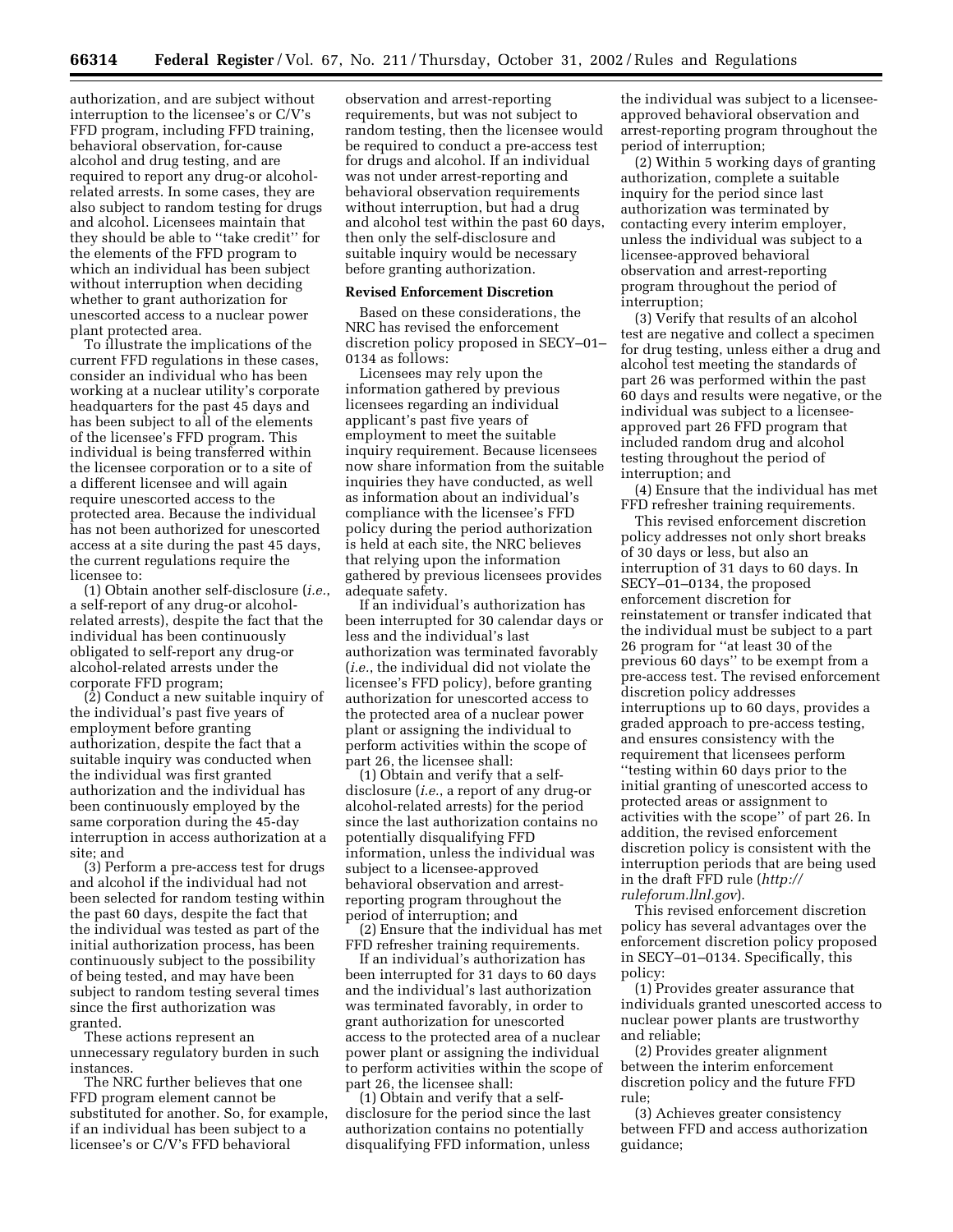authorization, and are subject without interruption to the licensee's or C/V's FFD program, including FFD training, behavioral observation, for-cause alcohol and drug testing, and are required to report any drug-or alcohol-related arrests. In some cases, they are also subject to random testing for drugs and alcohol. Licensees maintain that they should be able to "take credit" for the elements of the FFD program to which an individual has been subject without interruption when deciding whether to grant authorization for unescorted access to a nuclear power plant protected area.

To illustrate the implications of the current FFD regulations in these cases, consider an individual who has been working at a nuclear utility's corporate headquarters for the past 45 days and has been subject to all of the elements of the licensee's FFD program. This individual is being transferred within the licensee corporation or to a site of a different licensee and will again require unescorted access to the protected area. Because the individual has not been authorized for unescorted access at a site during the past 45 days, the current regulations require the licensee to:

(1) Obtain another self-disclosure (*i.e.*, a self-report of any drug-or alcohol-related arrests), despite the fact that the individual has been continuously obligated to self-report any drug-or alcohol-related arrests under the corporate FFD program;

(2) Conduct a new suitable inquiry of the individual's past five years of employment before granting authorization, despite the fact that a suitable inquiry was conducted when the individual was first granted authorization and the individual has been continuously employed by the same corporation during the 45-day interruption in access authorization at a site; and

(3) Perform a pre-access test for drugs and alcohol if the individual had not been selected for random testing within the past 60 days, despite the fact that the individual was tested as part of the initial authorization process, has been continuously subject to the possibility of being tested, and may have been subject to random testing several times since the first authorization was granted.

These actions represent an unnecessary regulatory burden in such instances.

The NRC further believes that one FFD program element cannot be substituted for another. So, for example, if an individual has been subject to a licensee's or C/V's FFD behavioral observation and arrest-reporting requirements, but was not subject to random testing, then the licensee would be required to conduct a pre-access test for drugs and alcohol. If an individual was not under arrest-reporting and behavioral observation requirements without interruption, but had a drug and alcohol test within the past 60 days, then only the self-disclosure and suitable inquiry would be necessary before granting authorization.

**Revised Enforcement Discretion**

Based on these considerations, the NRC has revised the enforcement discretion policy proposed in SECY–01–0134 as follows:

Licensees may rely upon the information gathered by previous licensees regarding an individual applicant's past five years of employment to meet the suitable inquiry requirement. Because licensees now share information from the suitable inquiries they have conducted, as well as information about an individual's compliance with the licensee's FFD policy during the period authorization is held at each site, the NRC believes that relying upon the information gathered by previous licensees provides adequate safety.

If an individual's authorization has been interrupted for 30 calendar days or less and the individual's last authorization was terminated favorably (*i.e.*, the individual did not violate the licensee's FFD policy), before granting authorization for unescorted access to the protected area of a nuclear power plant or assigning the individual to perform activities within the scope of part 26, the licensee shall:

(1) Obtain and verify that a self-disclosure (*i.e.*, a report of any drug-or alcohol-related arrests) for the period since the last authorization contains no potentially disqualifying FFD information, unless the individual was subject to a licensee-approved behavioral observation and arrest-reporting program throughout the period of interruption; and

(2) Ensure that the individual has met FFD refresher training requirements.

If an individual's authorization has been interrupted for 31 days to 60 days and the individual's last authorization was terminated favorably, in order to grant authorization for unescorted access to the protected area of a nuclear power plant or assigning the individual to perform activities within the scope of part 26, the licensee shall:

(1) Obtain and verify that a self-disclosure for the period since the last authorization contains no potentially disqualifying FFD information, unless the individual was subject to a licensee-approved behavioral observation and arrest-reporting program throughout the period of interruption;

(2) Within 5 working days of granting authorization, complete a suitable inquiry for the period since last authorization was terminated by contacting every interim employer, unless the individual was subject to a licensee-approved behavioral observation and arrest-reporting program throughout the period of interruption;

(3) Verify that results of an alcohol test are negative and collect a specimen for drug testing, unless either a drug and alcohol test meeting the standards of part 26 was performed within the past 60 days and results were negative, or the individual was subject to a licensee-approved part 26 FFD program that included random drug and alcohol testing throughout the period of interruption; and

(4) Ensure that the individual has met FFD refresher training requirements.

This revised enforcement discretion policy addresses not only short breaks of 30 days or less, but also an interruption of 31 days to 60 days. In SECY–01–0134, the proposed enforcement discretion for reinstatement or transfer indicated that the individual must be subject to a part 26 program for "at least 30 of the previous 60 days" to be exempt from a pre-access test. The revised enforcement discretion policy addresses interruptions up to 60 days, provides a graded approach to pre-access testing, and ensures consistency with the requirement that licensees perform "testing within 60 days prior to the initial granting of unescorted access to protected areas or assignment to activities with the scope" of part 26. In addition, the revised enforcement discretion policy is consistent with the interruption periods that are being used in the draft FFD rule (*http://ruleforum.llnl.gov*).

This revised enforcement discretion policy has several advantages over the enforcement discretion policy proposed in SECY–01–0134. Specifically, this policy:

(1) Provides greater assurance that individuals granted unescorted access to nuclear power plants are trustworthy and reliable;

(2) Provides greater alignment between the interim enforcement discretion policy and the future FFD rule;

(3) Achieves greater consistency between FFD and access authorization guidance;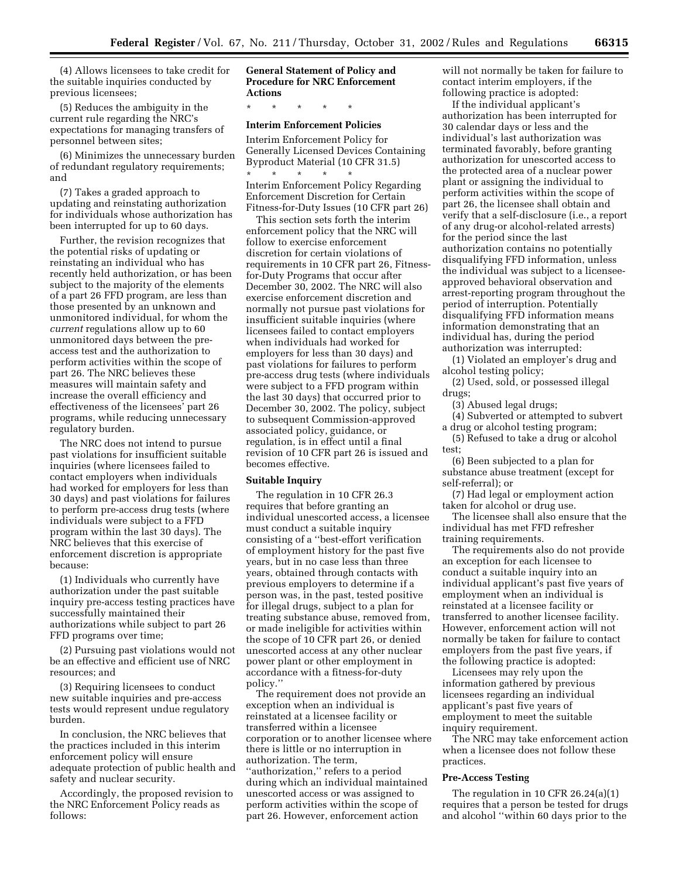(4) Allows licensees to take credit for the suitable inquiries conducted by previous licensees;

(5) Reduces the ambiguity in the current rule regarding the NRC's expectations for managing transfers of personnel between sites;

(6) Minimizes the unnecessary burden of redundant regulatory requirements; and

(7) Takes a graded approach to updating and reinstating authorization for individuals whose authorization has been interrupted for up to 60 days.

Further, the revision recognizes that the potential risks of updating or reinstating an individual who has recently held authorization, or has been subject to the majority of the elements of a part 26 FFD program, are less than those presented by an unknown and unmonitored individual, for whom the *current* regulations allow up to 60 unmonitored days between the pre-access test and the authorization to perform activities within the scope of part 26. The NRC believes these measures will maintain safety and increase the overall efficiency and effectiveness of the licensees' part 26 programs, while reducing unnecessary regulatory burden.

The NRC does not intend to pursue past violations for insufficient suitable inquiries (where licensees failed to contact employers when individuals had worked for employers for less than 30 days) and past violations for failures to perform pre-access drug tests (where individuals were subject to a FFD program within the last 30 days). The NRC believes that this exercise of enforcement discretion is appropriate because:

(1) Individuals who currently have authorization under the past suitable inquiry pre-access testing practices have successfully maintained their authorizations while subject to part 26 FFD programs over time;

(2) Pursuing past violations would not be an effective and efficient use of NRC resources; and

(3) Requiring licensees to conduct new suitable inquiries and pre-access tests would represent undue regulatory burden.

In conclusion, the NRC believes that the practices included in this interim enforcement policy will ensure adequate protection of public health and safety and nuclear security.

Accordingly, the proposed revision to the NRC Enforcement Policy reads as follows:

**General Statement of Policy and Procedure for NRC Enforcement Actions**

\* \* \* \* \*

**Interim Enforcement Policies**

Interim Enforcement Policy for Generally Licensed Devices Containing Byproduct Material (10 CFR 31.5)

\* \* \* \* \*

Interim Enforcement Policy Regarding Enforcement Discretion for Certain Fitness-for-Duty Issues (10 CFR part 26)

This section sets forth the interim enforcement policy that the NRC will follow to exercise enforcement discretion for certain violations of requirements in 10 CFR part 26, Fitness-for-Duty Programs that occur after December 30, 2002. The NRC will also exercise enforcement discretion and normally not pursue past violations for insufficient suitable inquiries (where licensees failed to contact employers when individuals had worked for employers for less than 30 days) and past violations for failures to perform pre-access drug tests (where individuals were subject to a FFD program within the last 30 days) that occurred prior to December 30, 2002. The policy, subject to subsequent Commission-approved associated policy, guidance, or regulation, is in effect until a final revision of 10 CFR part 26 is issued and becomes effective.

**Suitable Inquiry**

The regulation in 10 CFR 26.3 requires that before granting an individual unescorted access, a licensee must conduct a suitable inquiry consisting of a ''best-effort verification of employment history for the past five years, but in no case less than three years, obtained through contacts with previous employers to determine if a person was, in the past, tested positive for illegal drugs, subject to a plan for treating substance abuse, removed from, or made ineligible for activities within the scope of 10 CFR part 26, or denied unescorted access at any other nuclear power plant or other employment in accordance with a fitness-for-duty policy.''

The requirement does not provide an exception when an individual is reinstated at a licensee facility or transferred within a licensee corporation or to another licensee where there is little or no interruption in authorization. The term, ''authorization,'' refers to a period during which an individual maintained unescorted access or was assigned to perform activities within the scope of part 26. However, enforcement action will not normally be taken for failure to contact interim employers, if the following practice is adopted:

If the individual applicant's authorization has been interrupted for 30 calendar days or less and the individual's last authorization was terminated favorably, before granting authorization for unescorted access to the protected area of a nuclear power plant or assigning the individual to perform activities within the scope of part 26, the licensee shall obtain and verify that a self-disclosure (i.e., a report of any drug-or alcohol-related arrests) for the period since the last authorization contains no potentially disqualifying FFD information, unless the individual was subject to a licensee-approved behavioral observation and arrest-reporting program throughout the period of interruption. Potentially disqualifying FFD information means information demonstrating that an individual has, during the period authorization was interrupted:

(1) Violated an employer's drug and alcohol testing policy;

(2) Used, sold, or possessed illegal drugs;

(3) Abused legal drugs;

(4) Subverted or attempted to subvert a drug or alcohol testing program;

(5) Refused to take a drug or alcohol test;

(6) Been subjected to a plan for substance abuse treatment (except for self-referral); or

(7) Had legal or employment action taken for alcohol or drug use.

The licensee shall also ensure that the individual has met FFD refresher training requirements.

The requirements also do not provide an exception for each licensee to conduct a suitable inquiry into an individual applicant's past five years of employment when an individual is reinstated at a licensee facility or transferred to another licensee facility. However, enforcement action will not normally be taken for failure to contact employers from the past five years, if the following practice is adopted:

Licensees may rely upon the information gathered by previous licensees regarding an individual applicant's past five years of employment to meet the suitable inquiry requirement.

The NRC may take enforcement action when a licensee does not follow these practices.

**Pre-Access Testing**

The regulation in 10 CFR 26.24(a)(1) requires that a person be tested for drugs and alcohol ''within 60 days prior to the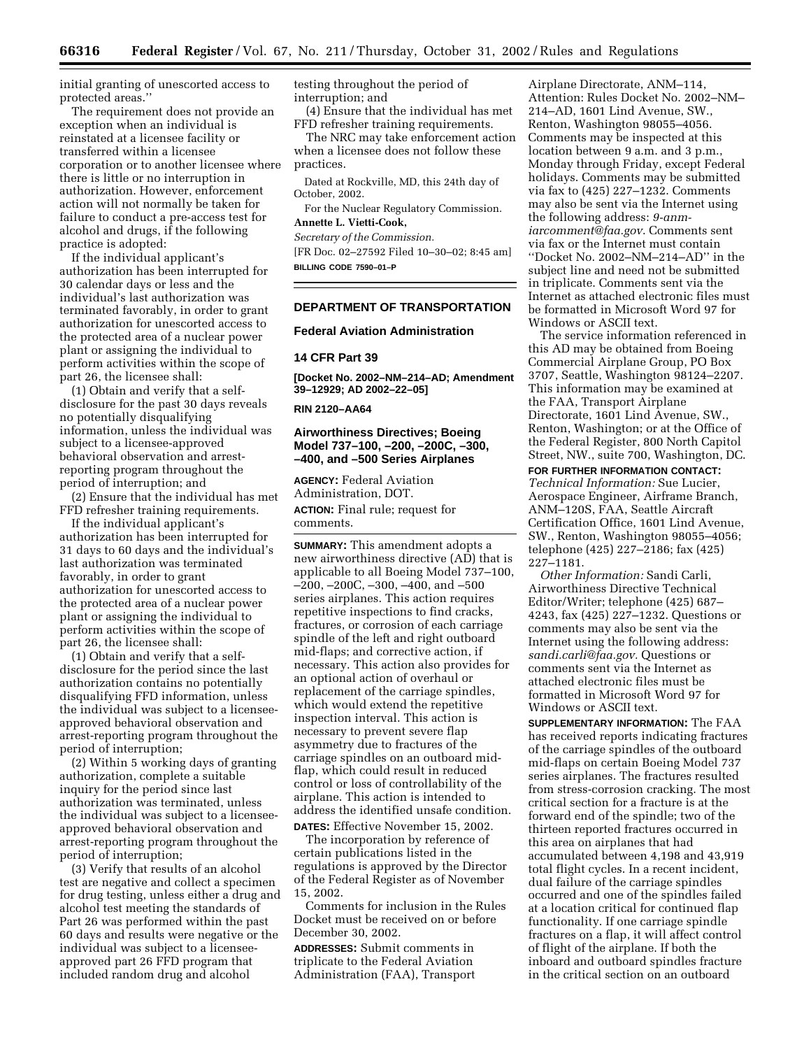initial granting of unescorted access to protected areas.''

The requirement does not provide an exception when an individual is reinstated at a licensee facility or transferred within a licensee corporation or to another licensee where there is little or no interruption in authorization. However, enforcement action will not normally be taken for failure to conduct a pre-access test for alcohol and drugs, if the following practice is adopted:

If the individual applicant's authorization has been interrupted for 30 calendar days or less and the individual's last authorization was terminated favorably, in order to grant authorization for unescorted access to the protected area of a nuclear power plant or assigning the individual to perform activities within the scope of part 26, the licensee shall:

(1) Obtain and verify that a self-disclosure for the past 30 days reveals no potentially disqualifying information, unless the individual was subject to a licensee-approved behavioral observation and arrest-reporting program throughout the period of interruption; and

(2) Ensure that the individual has met FFD refresher training requirements.

If the individual applicant's authorization has been interrupted for 31 days to 60 days and the individual's last authorization was terminated favorably, in order to grant authorization for unescorted access to the protected area of a nuclear power plant or assigning the individual to perform activities within the scope of part 26, the licensee shall:

(1) Obtain and verify that a self-disclosure for the period since the last authorization contains no potentially disqualifying FFD information, unless the individual was subject to a licensee-approved behavioral observation and arrest-reporting program throughout the period of interruption;

(2) Within 5 working days of granting authorization, complete a suitable inquiry for the period since last authorization was terminated, unless the individual was subject to a licensee-approved behavioral observation and arrest-reporting program throughout the period of interruption;

(3) Verify that results of an alcohol test are negative and collect a specimen for drug testing, unless either a drug and alcohol test meeting the standards of Part 26 was performed within the past 60 days and results were negative or the individual was subject to a licensee-approved part 26 FFD program that included random drug and alcohol testing throughout the period of interruption; and

(4) Ensure that the individual has met FFD refresher training requirements.

The NRC may take enforcement action when a licensee does not follow these practices.

Dated at Rockville, MD, this 24th day of October, 2002.

For the Nuclear Regulatory Commission.

**Annette L. Vietti-Cook,**

*Secretary of the Commission.*

[FR Doc. 02–27592 Filed 10–30–02; 8:45 am]

**BILLING CODE 7590–01–P**

---

## DEPARTMENT OF TRANSPORTATION

### Federal Aviation Administration

### 14 CFR Part 39

**[Docket No. 2002–NM–214–AD; Amendment 39–12929; AD 2002–22–05]**

**RIN 2120–AA64**

### Airworthiness Directives; Boeing Model 737–100, –200, –200C, –300, –400, and –500 Series Airplanes

**AGENCY:** Federal Aviation Administration, DOT.

**ACTION:** Final rule; request for comments.

**SUMMARY:** This amendment adopts a new airworthiness directive (AD) that is applicable to all Boeing Model 737–100, –200, –200C, –300, –400, and –500 series airplanes. This action requires repetitive inspections to find cracks, fractures, or corrosion of each carriage spindle of the left and right outboard mid-flaps; and corrective action, if necessary. This action also provides for an optional action of overhaul or replacement of the carriage spindles, which would extend the repetitive inspection interval. This action is necessary to prevent severe flap asymmetry due to fractures of the carriage spindles on an outboard mid-flap, which could result in reduced control or loss of controllability of the airplane. This action is intended to address the identified unsafe condition.

**DATES:** Effective November 15, 2002.

The incorporation by reference of certain publications listed in the regulations is approved by the Director of the Federal Register as of November 15, 2002.

Comments for inclusion in the Rules Docket must be received on or before December 30, 2002.

**ADDRESSES:** Submit comments in triplicate to the Federal Aviation Administration (FAA), Transport Airplane Directorate, ANM–114, Attention: Rules Docket No. 2002–NM–214–AD, 1601 Lind Avenue, SW., Renton, Washington 98055–4056. Comments may be inspected at this location between 9 a.m. and 3 p.m., Monday through Friday, except Federal holidays. Comments may be submitted via fax to (425) 227–1232. Comments may also be sent via the Internet using the following address: *9-anm-iarcomment@faa.gov*. Comments sent via fax or the Internet must contain ''Docket No. 2002–NM–214–AD'' in the subject line and need not be submitted in triplicate. Comments sent via the Internet as attached electronic files must be formatted in Microsoft Word 97 for Windows or ASCII text.

The service information referenced in this AD may be obtained from Boeing Commercial Airplane Group, PO Box 3707, Seattle, Washington 98124–2207. This information may be examined at the FAA, Transport Airplane Directorate, 1601 Lind Avenue, SW., Renton, Washington; or at the Office of the Federal Register, 800 North Capitol Street, NW., suite 700, Washington, DC.

**FOR FURTHER INFORMATION CONTACT:** *Technical Information:* Sue Lucier, Aerospace Engineer, Airframe Branch, ANM–120S, FAA, Seattle Aircraft Certification Office, 1601 Lind Avenue, SW., Renton, Washington 98055–4056; telephone (425) 227–2186; fax (425) 227–1181.

*Other Information:* Sandi Carli, Airworthiness Directive Technical Editor/Writer; telephone (425) 687–4243, fax (425) 227–1232. Questions or comments may also be sent via the Internet using the following address: *sandi.carli@faa.gov.* Questions or comments sent via the Internet as attached electronic files must be formatted in Microsoft Word 97 for Windows or ASCII text.

**SUPPLEMENTARY INFORMATION:** The FAA has received reports indicating fractures of the carriage spindles of the outboard mid-flaps on certain Boeing Model 737 series airplanes. The fractures resulted from stress-corrosion cracking. The most critical section for a fracture is at the forward end of the spindle; two of the thirteen reported fractures occurred in this area on airplanes that had accumulated between 4,198 and 43,919 total flight cycles. In a recent incident, dual failure of the carriage spindles occurred and one of the spindles failed at a location critical for continued flap functionality. If one carriage spindle fractures on a flap, it will affect control of flight of the airplane. If both the inboard and outboard spindles fracture in the critical section on an outboard